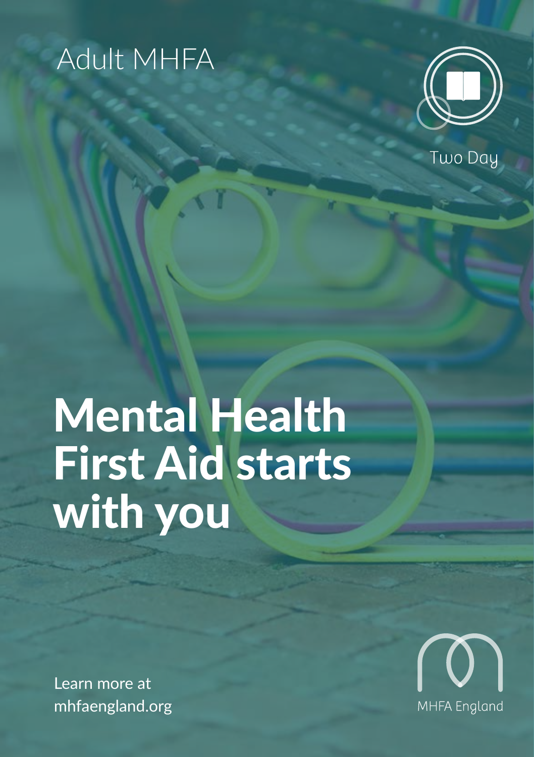Adult MHFA

Two Day

# Mental Health First Aid starts with you

Learn more at
mhfaengland.org

MHFA England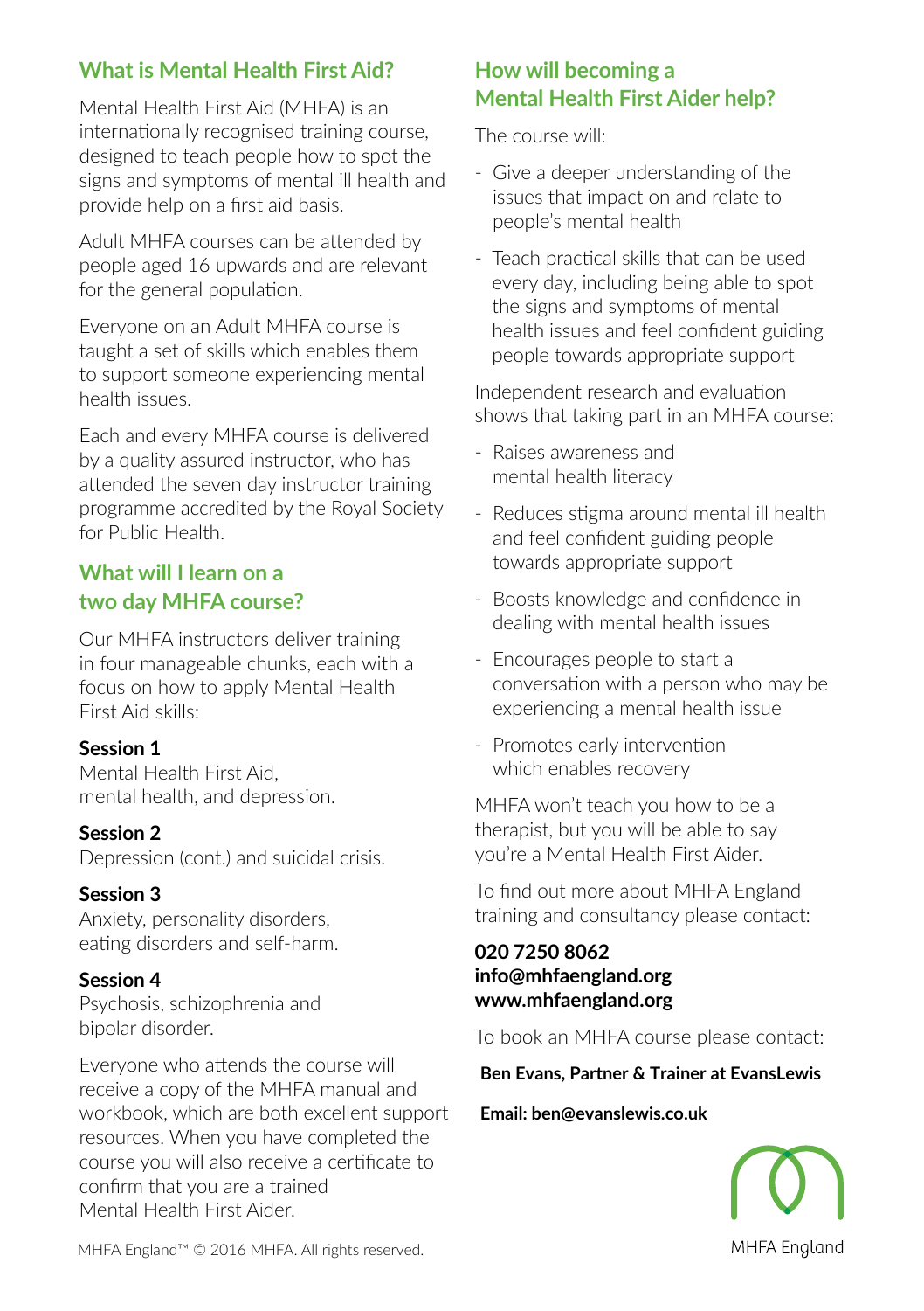## What is Mental Health First Aid?

Mental Health First Aid (MHFA) is an internationally recognised training course, designed to teach people how to spot the signs and symptoms of mental ill health and provide help on a first aid basis.

Adult MHFA courses can be attended by people aged 16 upwards and are relevant for the general population.

Everyone on an Adult MHFA course is taught a set of skills which enables them to support someone experiencing mental health issues.

Each and every MHFA course is delivered by a quality assured instructor, who has attended the seven day instructor training programme accredited by the Royal Society for Public Health.

## What will I learn on a two day MHFA course?

Our MHFA instructors deliver training in four manageable chunks, each with a focus on how to apply Mental Health First Aid skills:

**Session 1**
Mental Health First Aid, mental health, and depression.

**Session 2**
Depression (cont.) and suicidal crisis.

**Session 3**
Anxiety, personality disorders, eating disorders and self-harm.

**Session 4**
Psychosis, schizophrenia and bipolar disorder.

Everyone who attends the course will receive a copy of the MHFA manual and workbook, which are both excellent support resources. When you have completed the course you will also receive a certificate to confirm that you are a trained Mental Health First Aider.

## How will becoming a Mental Health First Aider help?

The course will:

- Give a deeper understanding of the issues that impact on and relate to people's mental health
- Teach practical skills that can be used every day, including being able to spot the signs and symptoms of mental health issues and feel confident guiding people towards appropriate support

Independent research and evaluation shows that taking part in an MHFA course:

- Raises awareness and mental health literacy
- Reduces stigma around mental ill health and feel confident guiding people towards appropriate support
- Boosts knowledge and confidence in dealing with mental health issues
- Encourages people to start a conversation with a person who may be experiencing a mental health issue
- Promotes early intervention which enables recovery

MHFA won't teach you how to be a therapist, but you will be able to say you're a Mental Health First Aider.

To find out more about MHFA England training and consultancy please contact:

**020 7250 8062**
**info@mhfaengland.org**
**www.mhfaengland.org**

To book an MHFA course please contact:

**Ben Evans, Partner & Trainer at EvansLewis**

**Email: ben@evanslewis.co.uk**

MHFA England

MHFA England™ © 2016 MHFA. All rights reserved.